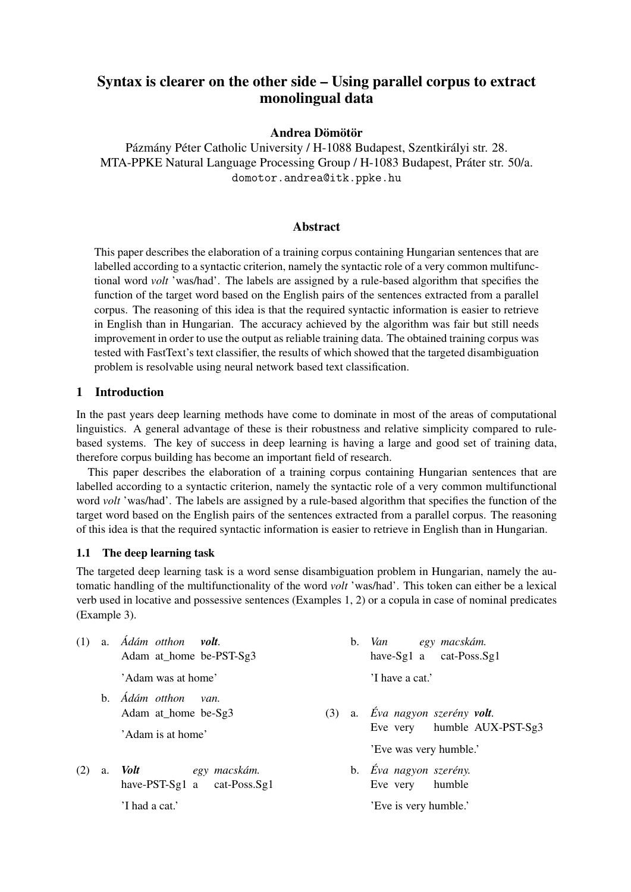# Syntax is clearer on the other side – Using parallel corpus to extract monolingual data

**Andrea Dömötör**

Pázmány Péter Catholic University / H-1088 Budapest, Szentkirályi str. 28.
MTA-PPKE Natural Language Processing Group / H-1083 Budapest, Práter str. 50/a.
`domotor.andrea@itk.ppke.hu`

## Abstract

This paper describes the elaboration of a training corpus containing Hungarian sentences that are labelled according to a syntactic criterion, namely the syntactic role of a very common multifunctional word *volt* 'was/had'. The labels are assigned by a rule-based algorithm that specifies the function of the target word based on the English pairs of the sentences extracted from a parallel corpus. The reasoning of this idea is that the required syntactic information is easier to retrieve in English than in Hungarian. The accuracy achieved by the algorithm was fair but still needs improvement in order to use the output as reliable training data. The obtained training corpus was tested with FastText's text classifier, the results of which showed that the targeted disambiguation problem is resolvable using neural network based text classification.

## 1 Introduction

In the past years deep learning methods have come to dominate in most of the areas of computational linguistics. A general advantage of these is their robustness and relative simplicity compared to rule-based systems. The key of success in deep learning is having a large and good set of training data, therefore corpus building has become an important field of research.

This paper describes the elaboration of a training corpus containing Hungarian sentences that are labelled according to a syntactic criterion, namely the syntactic role of a very common multifunctional word *volt* 'was/had'. The labels are assigned by a rule-based algorithm that specifies the function of the target word based on the English pairs of the sentences extracted from a parallel corpus. The reasoning of this idea is that the required syntactic information is easier to retrieve in English than in Hungarian.

### 1.1 The deep learning task

The targeted deep learning task is a word sense disambiguation problem in Hungarian, namely the automatic handling of the multifunctionality of the word *volt* 'was/had'. This token can either be a lexical verb used in locative and possessive sentences (Examples 1, 2) or a copula in case of nominal predicates (Example 3).

(1) a. *Ádám otthon* ***volt****.*
Adam at_home be-PST-Sg3
'Adam was at home'

b. *Ádám otthon van.*
Adam at_home be-Sg3
'Adam is at home'

(2) a. ***Volt*** *egy macskám.*
have-PST-Sg1 a cat-Poss.Sg1
'I had a cat.'

b. *Van egy macskám.*
have-Sg1 a cat-Poss.Sg1
'I have a cat.'

(3) a. *Éva nagyon szerény* ***volt****.*
Eve very humble AUX-PST-Sg3
'Eve was very humble.'

b. *Éva nagyon szerény.*
Eve very humble
'Eve is very humble.'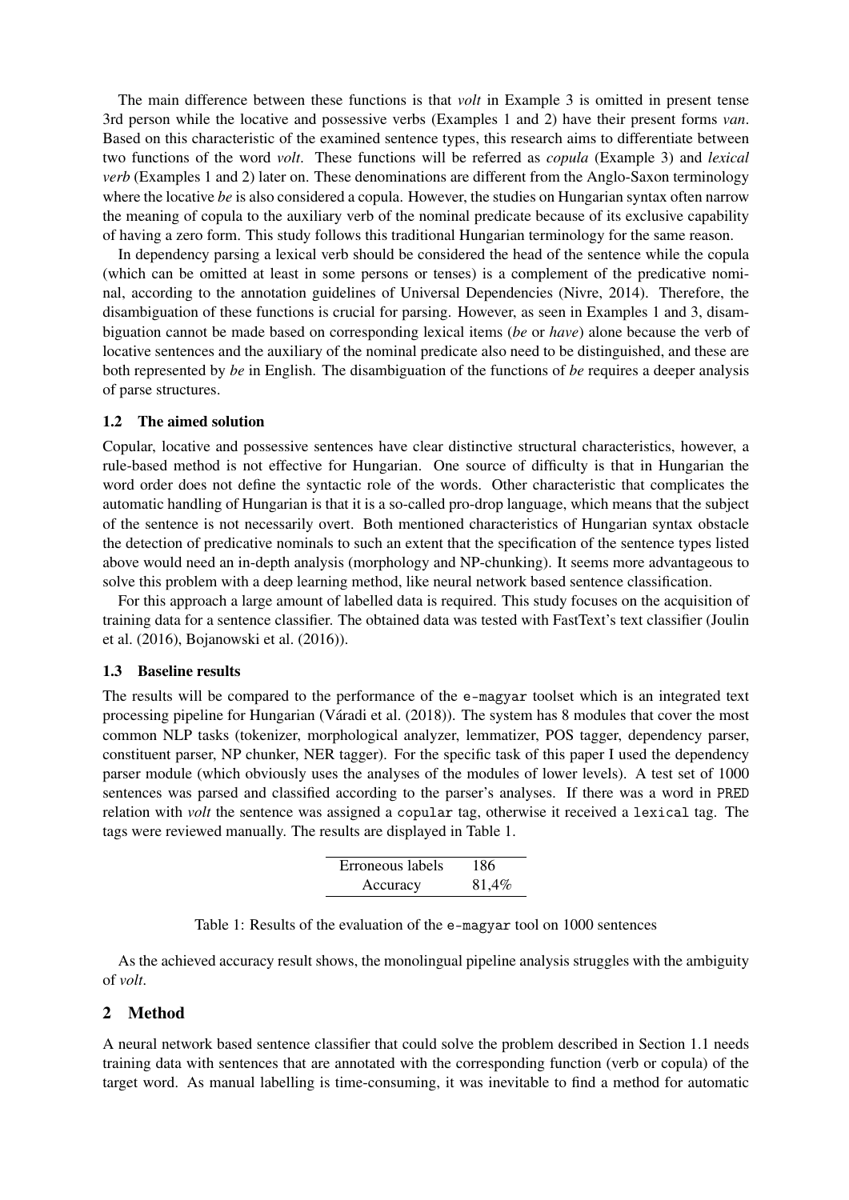The main difference between these functions is that *volt* in Example 3 is omitted in present tense 3rd person while the locative and possessive verbs (Examples 1 and 2) have their present forms *van*. Based on this characteristic of the examined sentence types, this research aims to differentiate between two functions of the word *volt*. These functions will be referred as *copula* (Example 3) and *lexical verb* (Examples 1 and 2) later on. These denominations are different from the Anglo-Saxon terminology where the locative *be* is also considered a copula. However, the studies on Hungarian syntax often narrow the meaning of copula to the auxiliary verb of the nominal predicate because of its exclusive capability of having a zero form. This study follows this traditional Hungarian terminology for the same reason.

In dependency parsing a lexical verb should be considered the head of the sentence while the copula (which can be omitted at least in some persons or tenses) is a complement of the predicative nominal, according to the annotation guidelines of Universal Dependencies (Nivre, 2014). Therefore, the disambiguation of these functions is crucial for parsing. However, as seen in Examples 1 and 3, disambiguation cannot be made based on corresponding lexical items (*be* or *have*) alone because the verb of locative sentences and the auxiliary of the nominal predicate also need to be distinguished, and these are both represented by *be* in English. The disambiguation of the functions of *be* requires a deeper analysis of parse structures.

### 1.2 The aimed solution

Copular, locative and possessive sentences have clear distinctive structural characteristics, however, a rule-based method is not effective for Hungarian. One source of difficulty is that in Hungarian the word order does not define the syntactic role of the words. Other characteristic that complicates the automatic handling of Hungarian is that it is a so-called pro-drop language, which means that the subject of the sentence is not necessarily overt. Both mentioned characteristics of Hungarian syntax obstacle the detection of predicative nominals to such an extent that the specification of the sentence types listed above would need an in-depth analysis (morphology and NP-chunking). It seems more advantageous to solve this problem with a deep learning method, like neural network based sentence classification.

For this approach a large amount of labelled data is required. This study focuses on the acquisition of training data for a sentence classifier. The obtained data was tested with FastText's text classifier (Joulin et al. (2016), Bojanowski et al. (2016)).

### 1.3 Baseline results

The results will be compared to the performance of the `e-magyar` toolset which is an integrated text processing pipeline for Hungarian (Váradi et al. (2018)). The system has 8 modules that cover the most common NLP tasks (tokenizer, morphological analyzer, lemmatizer, POS tagger, dependency parser, constituent parser, NP chunker, NER tagger). For the specific task of this paper I used the dependency parser module (which obviously uses the analyses of the modules of lower levels). A test set of 1000 sentences was parsed and classified according to the parser's analyses. If there was a word in `PRED` relation with *volt* the sentence was assigned a `copular` tag, otherwise it received a `lexical` tag. The tags were reviewed manually. The results are displayed in Table 1.

| | |
|---|---|
| Erroneous labels | 186 |
| Accuracy | 81,4% |

Table 1: Results of the evaluation of the `e-magyar` tool on 1000 sentences

As the achieved accuracy result shows, the monolingual pipeline analysis struggles with the ambiguity of *volt*.

## 2 Method

A neural network based sentence classifier that could solve the problem described in Section 1.1 needs training data with sentences that are annotated with the corresponding function (verb or copula) of the target word. As manual labelling is time-consuming, it was inevitable to find a method for automatic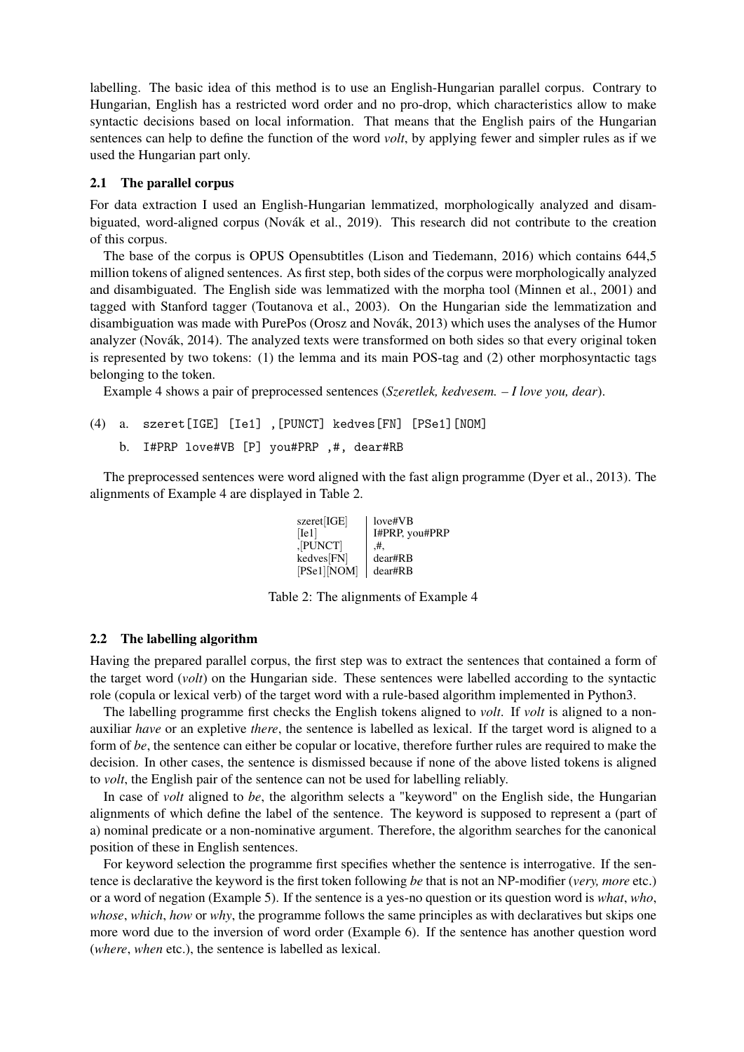labelling. The basic idea of this method is to use an English-Hungarian parallel corpus. Contrary to Hungarian, English has a restricted word order and no pro-drop, which characteristics allow to make syntactic decisions based on local information. That means that the English pairs of the Hungarian sentences can help to define the function of the word *volt*, by applying fewer and simpler rules as if we used the Hungarian part only.

### 2.1 The parallel corpus

For data extraction I used an English-Hungarian lemmatized, morphologically analyzed and disambiguated, word-aligned corpus (Novák et al., 2019). This research did not contribute to the creation of this corpus.

The base of the corpus is OPUS Opensubtitles (Lison and Tiedemann, 2016) which contains 644,5 million tokens of aligned sentences. As first step, both sides of the corpus were morphologically analyzed and disambiguated. The English side was lemmatized with the morpha tool (Minnen et al., 2001) and tagged with Stanford tagger (Toutanova et al., 2003). On the Hungarian side the lemmatization and disambiguation was made with PurePos (Orosz and Novák, 2013) which uses the analyses of the Humor analyzer (Novák, 2014). The analyzed texts were transformed on both sides so that every original token is represented by two tokens: (1) the lemma and its main POS-tag and (2) other morphosyntactic tags belonging to the token.

Example 4 shows a pair of preprocessed sentences (*Szeretlek, kedvesem. – I love you, dear*).

(4) a. `szeret[IGE] [Ie1] ,[PUNCT] kedves[FN] [PSe1][NOM]`

b. `I#PRP love#VB [P] you#PRP ,#, dear#RB`

The preprocessed sentences were word aligned with the fast align programme (Dyer et al., 2013). The alignments of Example 4 are displayed in Table 2.

| | |
|---|---|
| szeret[IGE] | love#VB |
| [Ie1] | I#PRP, you#PRP |
| ,[PUNCT] | ,#, |
| kedves[FN] | dear#RB |
| [PSe1][NOM] | dear#RB |

Table 2: The alignments of Example 4

### 2.2 The labelling algorithm

Having the prepared parallel corpus, the first step was to extract the sentences that contained a form of the target word (*volt*) on the Hungarian side. These sentences were labelled according to the syntactic role (copula or lexical verb) of the target word with a rule-based algorithm implemented in Python3.

The labelling programme first checks the English tokens aligned to *volt*. If *volt* is aligned to a non-auxiliar *have* or an expletive *there*, the sentence is labelled as lexical. If the target word is aligned to a form of *be*, the sentence can either be copular or locative, therefore further rules are required to make the decision. In other cases, the sentence is dismissed because if none of the above listed tokens is aligned to *volt*, the English pair of the sentence can not be used for labelling reliably.

In case of *volt* aligned to *be*, the algorithm selects a "keyword" on the English side, the Hungarian alignments of which define the label of the sentence. The keyword is supposed to represent a (part of a) nominal predicate or a non-nominative argument. Therefore, the algorithm searches for the canonical position of these in English sentences.

For keyword selection the programme first specifies whether the sentence is interrogative. If the sentence is declarative the keyword is the first token following *be* that is not an NP-modifier (*very, more* etc.) or a word of negation (Example 5). If the sentence is a yes-no question or its question word is *what*, *who*, *whose*, *which*, *how* or *why*, the programme follows the same principles as with declaratives but skips one more word due to the inversion of word order (Example 6). If the sentence has another question word (*where*, *when* etc.), the sentence is labelled as lexical.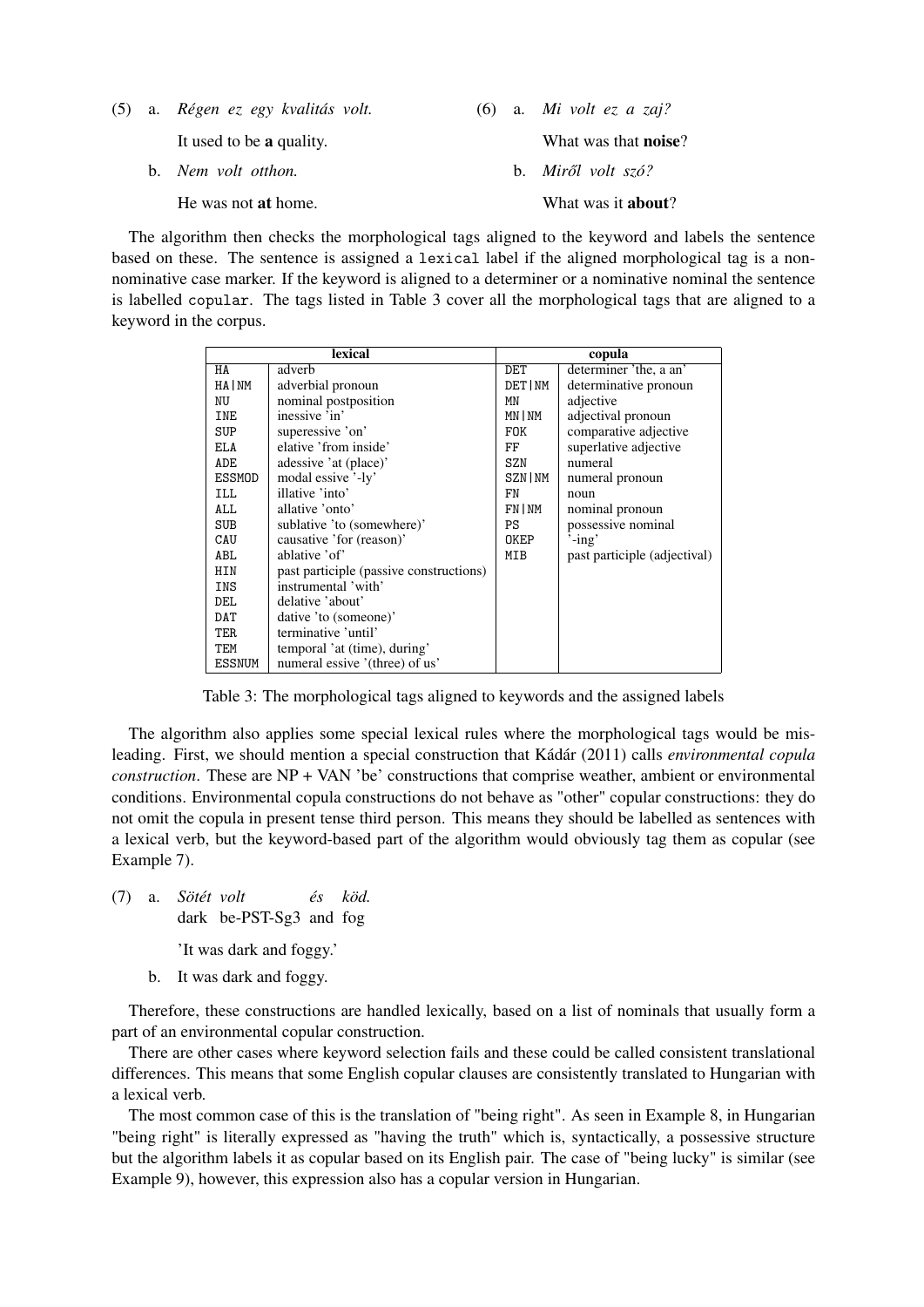(5) a. *Régen ez egy kvalitás volt.*

It used to be **a** quality.

b. *Nem volt otthon.*

He was not **at** home.

(6) a. *Mi volt ez a zaj?*

What was that **noise**?

b. *Miről volt szó?*

What was it **about**?

The algorithm then checks the morphological tags aligned to the keyword and labels the sentence based on these. The sentence is assigned a `lexical` label if the aligned morphological tag is a non-nominative case marker. If the keyword is aligned to a determiner or a nominative nominal the sentence is labelled `copular`. The tags listed in Table 3 cover all the morphological tags that are aligned to a keyword in the corpus.

| lexical | | copula | |
|---|---|---|---|
| HA | adverb | DET | determiner 'the, a an' |
| HA\|NM | adverbial pronoun | DET\|NM | determinative pronoun |
| NU | nominal postposition | MN | adjective |
| INE | inessive 'in' | MN\|NM | adjectival pronoun |
| SUP | superessive 'on' | FOK | comparative adjective |
| ELA | elative 'from inside' | FF | superlative adjective |
| ADE | adessive 'at (place)' | SZN | numeral |
| ESSMOD | modal essive '-ly' | SZN\|NM | numeral pronoun |
| ILL | illative 'into' | FN | noun |
| ALL | allative 'onto' | FN\|NM | nominal pronoun |
| SUB | sublative 'to (somewhere)' | PS | possessive nominal |
| CAU | causative 'for (reason)' | OKEP | '-ing' |
| ABL | ablative 'of' | MIB | past participle (adjectival) |
| HIN | past participle (passive constructions) | | |
| INS | instrumental 'with' | | |
| DEL | delative 'about' | | |
| DAT | dative 'to (someone)' | | |
| TER | terminative 'until' | | |
| TEM | temporal 'at (time), during' | | |
| ESSNUM | numeral essive '(three) of us' | | |

Table 3: The morphological tags aligned to keywords and the assigned labels

The algorithm also applies some special lexical rules where the morphological tags would be misleading. First, we should mention a special construction that Kádár (2011) calls *environmental copula construction*. These are NP + VAN 'be' constructions that comprise weather, ambient or environmental conditions. Environmental copula constructions do not behave as "other" copular constructions: they do not omit the copula in present tense third person. This means they should be labelled as sentences with a lexical verb, but the keyword-based part of the algorithm would obviously tag them as copular (see Example 7).

(7) a. *Sötét volt és köd.*
dark be-PST-Sg3 and fog

'It was dark and foggy.'

b. It was dark and foggy.

Therefore, these constructions are handled lexically, based on a list of nominals that usually form a part of an environmental copular construction.

There are other cases where keyword selection fails and these could be called consistent translational differences. This means that some English copular clauses are consistently translated to Hungarian with a lexical verb.

The most common case of this is the translation of "being right". As seen in Example 8, in Hungarian "being right" is literally expressed as "having the truth" which is, syntactically, a possessive structure but the algorithm labels it as copular based on its English pair. The case of "being lucky" is similar (see Example 9), however, this expression also has a copular version in Hungarian.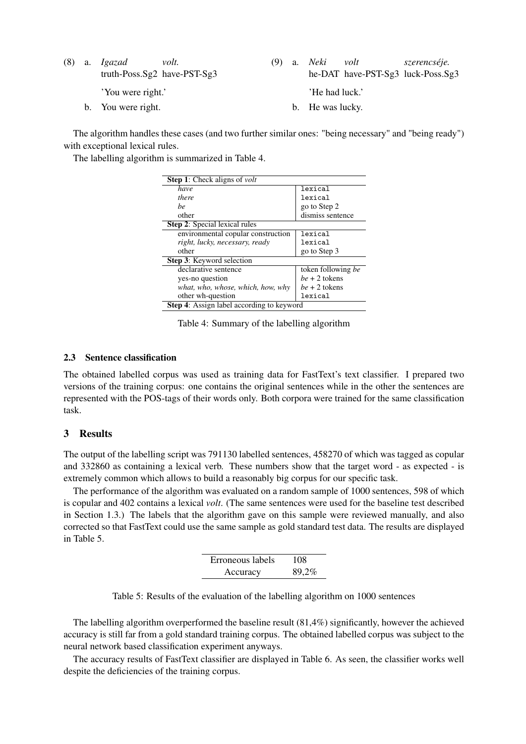(8) a. *Igazad* *volt.*
truth-Poss.Sg2 have-PST-Sg3

'You were right.'

b. You were right.

(9) a. *Neki* *volt* *szerencséje.*
he-DAT have-PST-Sg3 luck-Poss.Sg3

'He had luck.'

b. He was lucky.

The algorithm handles these cases (and two further similar ones: "being necessary" and "being ready") with exceptional lexical rules.

The labelling algorithm is summarized in Table 4.

| **Step 1**: Check aligns of *volt* | |
|---|---|
| *have* | `lexical` |
| *there* | `lexical` |
| *be* | go to Step 2 |
| other | dismiss sentence |
| **Step 2**: Special lexical rules | |
| environmental copular construction | `lexical` |
| *right, lucky, necessary, ready* | `lexical` |
| other | go to Step 3 |
| **Step 3**: Keyword selection | |
| declarative sentence | token following *be* |
| yes-no question | *be* + 2 tokens |
| *what, who, whose, which, how, why* | *be* + 2 tokens |
| other wh-question | `lexical` |
| **Step 4**: Assign label according to keyword | |

Table 4: Summary of the labelling algorithm

### 2.3 Sentence classification

The obtained labelled corpus was used as training data for FastText's text classifier. I prepared two versions of the training corpus: one contains the original sentences while in the other the sentences are represented with the POS-tags of their words only. Both corpora were trained for the same classification task.

## 3 Results

The output of the labelling script was 791130 labelled sentences, 458270 of which was tagged as copular and 332860 as containing a lexical verb. These numbers show that the target word - as expected - is extremely common which allows to build a reasonably big corpus for our specific task.

The performance of the algorithm was evaluated on a random sample of 1000 sentences, 598 of which is copular and 402 contains a lexical *volt*. (The same sentences were used for the baseline test described in Section 1.3.) The labels that the algorithm gave on this sample were reviewed manually, and also corrected so that FastText could use the same sample as gold standard test data. The results are displayed in Table 5.

| | |
|---|---|
| Erroneous labels | 108 |
| Accuracy | 89,2% |

Table 5: Results of the evaluation of the labelling algorithm on 1000 sentences

The labelling algorithm overperformed the baseline result (81,4%) significantly, however the achieved accuracy is still far from a gold standard training corpus. The obtained labelled corpus was subject to the neural network based classification experiment anyways.

The accuracy results of FastText classifier are displayed in Table 6. As seen, the classifier works well despite the deficiencies of the training corpus.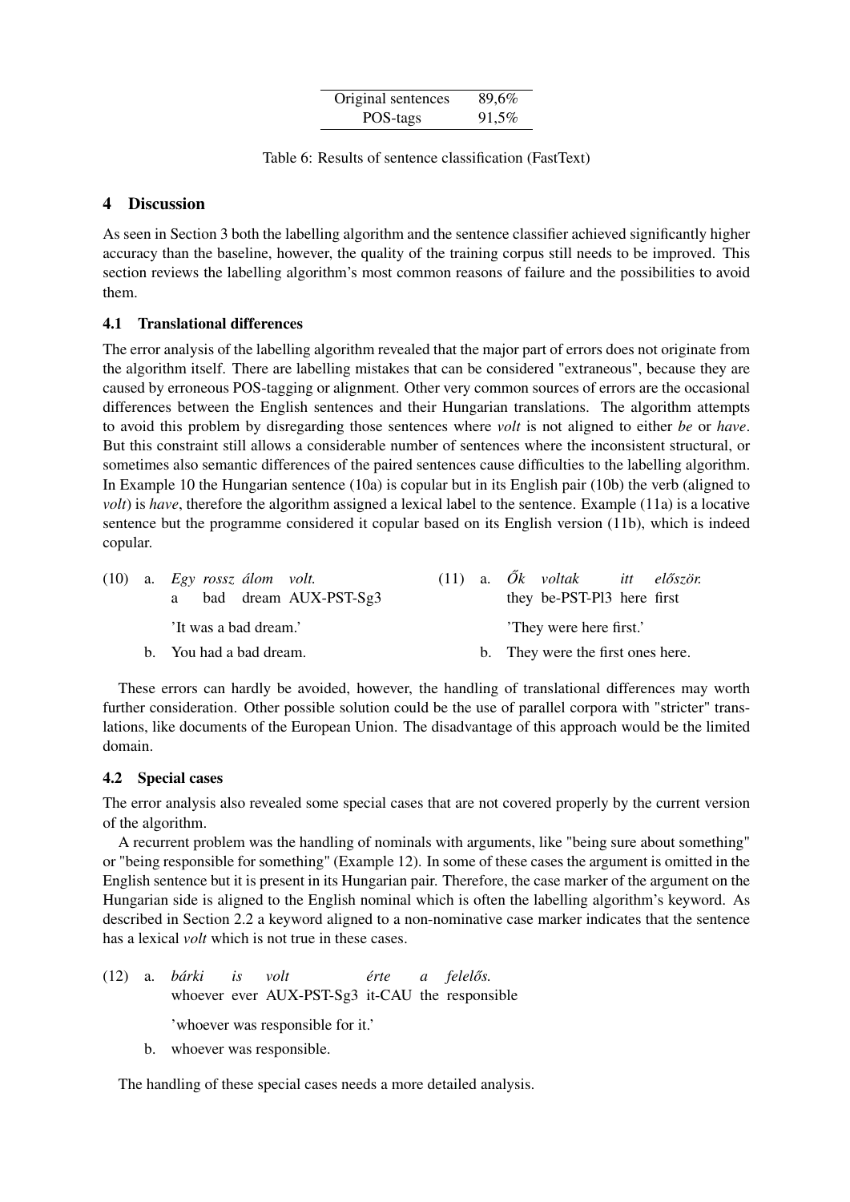| Original sentences | 89,6% |
|---|---|
| POS-tags | 91,5% |

Table 6: Results of sentence classification (FastText)

## 4 Discussion

As seen in Section 3 both the labelling algorithm and the sentence classifier achieved significantly higher accuracy than the baseline, however, the quality of the training corpus still needs to be improved. This section reviews the labelling algorithm's most common reasons of failure and the possibilities to avoid them.

### 4.1 Translational differences

The error analysis of the labelling algorithm revealed that the major part of errors does not originate from the algorithm itself. There are labelling mistakes that can be considered "extraneous", because they are caused by erroneous POS-tagging or alignment. Other very common sources of errors are the occasional differences between the English sentences and their Hungarian translations. The algorithm attempts to avoid this problem by disregarding those sentences where *volt* is not aligned to either *be* or *have*. But this constraint still allows a considerable number of sentences where the inconsistent structural, or sometimes also semantic differences of the paired sentences cause difficulties to the labelling algorithm. In Example 10 the Hungarian sentence (10a) is copular but in its English pair (10b) the verb (aligned to *volt*) is *have*, therefore the algorithm assigned a lexical label to the sentence. Example (11a) is a locative sentence but the programme considered it copular based on its English version (11b), which is indeed copular.

(10) a. *Egy rossz álom volt.*
   a bad dream AUX-PST-Sg3
   'It was a bad dream.'
  b. You had a bad dream.

(11) a. *Ők voltak itt először.*
   they be-PST-Pl3 here first
   'They were here first.'
  b. They were the first ones here.

These errors can hardly be avoided, however, the handling of translational differences may worth further consideration. Other possible solution could be the use of parallel corpora with "stricter" translations, like documents of the European Union. The disadvantage of this approach would be the limited domain.

### 4.2 Special cases

The error analysis also revealed some special cases that are not covered properly by the current version of the algorithm.

A recurrent problem was the handling of nominals with arguments, like "being sure about something" or "being responsible for something" (Example 12). In some of these cases the argument is omitted in the English sentence but it is present in its Hungarian pair. Therefore, the case marker of the argument on the Hungarian side is aligned to the English nominal which is often the labelling algorithm's keyword. As described in Section 2.2 a keyword aligned to a non-nominative case marker indicates that the sentence has a lexical *volt* which is not true in these cases.

(12) a. *bárki is volt érte a felelős.*
   whoever ever AUX-PST-Sg3 it-CAU the responsible
   'whoever was responsible for it.'
  b. whoever was responsible.

The handling of these special cases needs a more detailed analysis.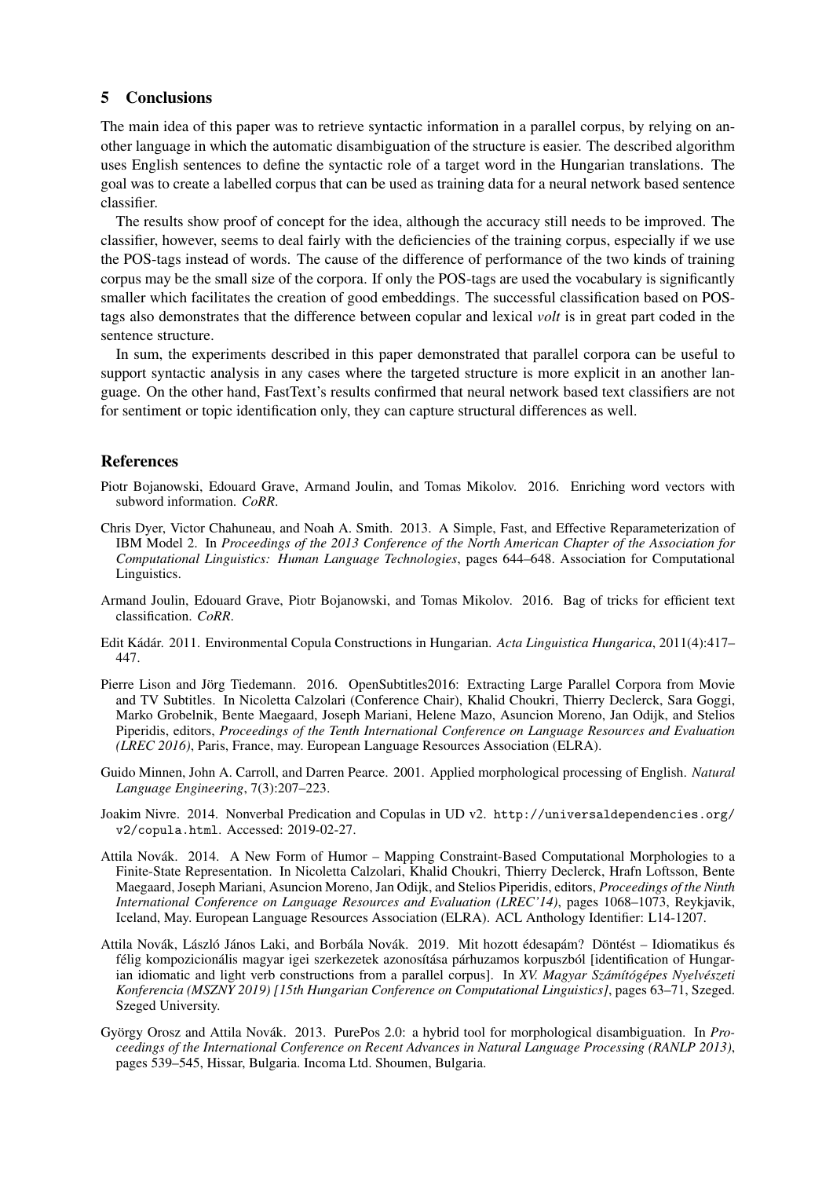## 5 Conclusions

The main idea of this paper was to retrieve syntactic information in a parallel corpus, by relying on another language in which the automatic disambiguation of the structure is easier. The described algorithm uses English sentences to define the syntactic role of a target word in the Hungarian translations. The goal was to create a labelled corpus that can be used as training data for a neural network based sentence classifier.

The results show proof of concept for the idea, although the accuracy still needs to be improved. The classifier, however, seems to deal fairly with the deficiencies of the training corpus, especially if we use the POS-tags instead of words. The cause of the difference of performance of the two kinds of training corpus may be the small size of the corpora. If only the POS-tags are used the vocabulary is significantly smaller which facilitates the creation of good embeddings. The successful classification based on POS-tags also demonstrates that the difference between copular and lexical *volt* is in great part coded in the sentence structure.

In sum, the experiments described in this paper demonstrated that parallel corpora can be useful to support syntactic analysis in any cases where the targeted structure is more explicit in an another language. On the other hand, FastText's results confirmed that neural network based text classifiers are not for sentiment or topic identification only, they can capture structural differences as well.

## References

Piotr Bojanowski, Edouard Grave, Armand Joulin, and Tomas Mikolov. 2016. Enriching word vectors with subword information. *CoRR*.

Chris Dyer, Victor Chahuneau, and Noah A. Smith. 2013. A Simple, Fast, and Effective Reparameterization of IBM Model 2. In *Proceedings of the 2013 Conference of the North American Chapter of the Association for Computational Linguistics: Human Language Technologies*, pages 644–648. Association for Computational Linguistics.

Armand Joulin, Edouard Grave, Piotr Bojanowski, and Tomas Mikolov. 2016. Bag of tricks for efficient text classification. *CoRR*.

Edit Kádár. 2011. Environmental Copula Constructions in Hungarian. *Acta Linguistica Hungarica*, 2011(4):417–447.

Pierre Lison and Jörg Tiedemann. 2016. OpenSubtitles2016: Extracting Large Parallel Corpora from Movie and TV Subtitles. In Nicoletta Calzolari (Conference Chair), Khalid Choukri, Thierry Declerck, Sara Goggi, Marko Grobelnik, Bente Maegaard, Joseph Mariani, Helene Mazo, Asuncion Moreno, Jan Odijk, and Stelios Piperidis, editors, *Proceedings of the Tenth International Conference on Language Resources and Evaluation (LREC 2016)*, Paris, France, may. European Language Resources Association (ELRA).

Guido Minnen, John A. Carroll, and Darren Pearce. 2001. Applied morphological processing of English. *Natural Language Engineering*, 7(3):207–223.

Joakim Nivre. 2014. Nonverbal Predication and Copulas in UD v2. `http://universaldependencies.org/v2/copula.html`. Accessed: 2019-02-27.

Attila Novák. 2014. A New Form of Humor – Mapping Constraint-Based Computational Morphologies to a Finite-State Representation. In Nicoletta Calzolari, Khalid Choukri, Thierry Declerck, Hrafn Loftsson, Bente Maegaard, Joseph Mariani, Asuncion Moreno, Jan Odijk, and Stelios Piperidis, editors, *Proceedings of the Ninth International Conference on Language Resources and Evaluation (LREC'14)*, pages 1068–1073, Reykjavik, Iceland, May. European Language Resources Association (ELRA). ACL Anthology Identifier: L14-1207.

Attila Novák, László János Laki, and Borbála Novák. 2019. Mit hozott édesapám? Döntést – Idiomatikus és félig kompozicionális magyar igei szerkezetek azonosítása párhuzamos korpuszból [identification of Hungarian idiomatic and light verb constructions from a parallel corpus]. In *XV. Magyar Számítógépes Nyelvészeti Konferencia (MSZNY 2019) [15th Hungarian Conference on Computational Linguistics]*, pages 63–71, Szeged. Szeged University.

György Orosz and Attila Novák. 2013. PurePos 2.0: a hybrid tool for morphological disambiguation. In *Proceedings of the International Conference on Recent Advances in Natural Language Processing (RANLP 2013)*, pages 539–545, Hissar, Bulgaria. Incoma Ltd. Shoumen, Bulgaria.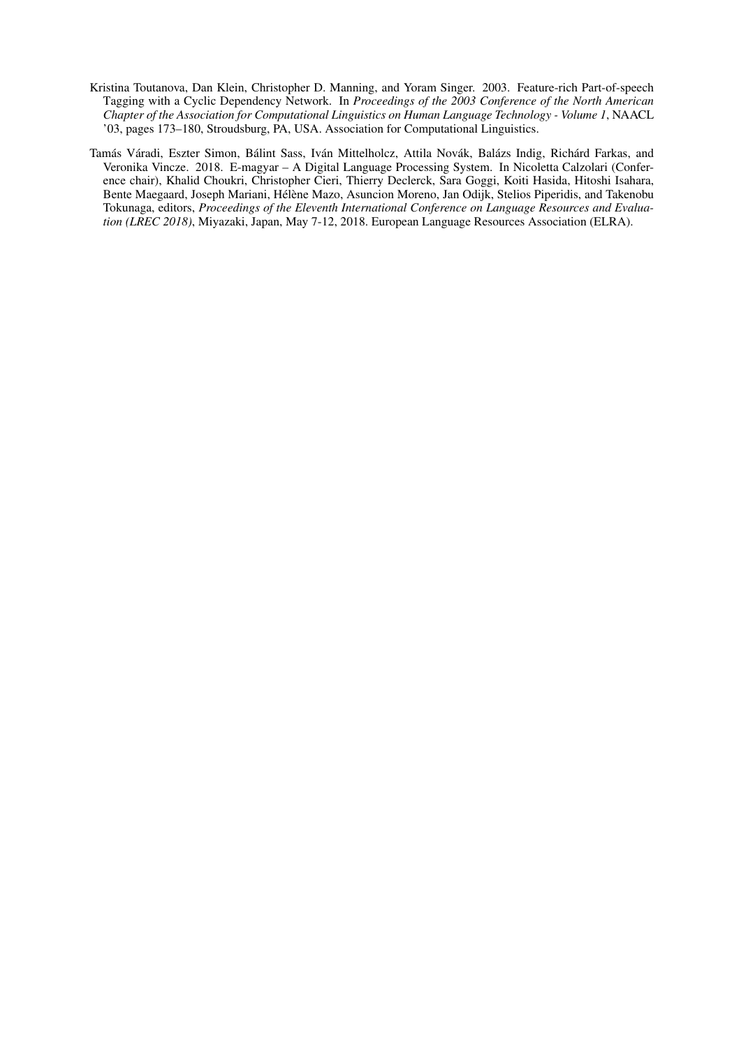Kristina Toutanova, Dan Klein, Christopher D. Manning, and Yoram Singer. 2003. Feature-rich Part-of-speech Tagging with a Cyclic Dependency Network. In *Proceedings of the 2003 Conference of the North American Chapter of the Association for Computational Linguistics on Human Language Technology - Volume 1*, NAACL '03, pages 173–180, Stroudsburg, PA, USA. Association for Computational Linguistics.

Tamás Váradi, Eszter Simon, Bálint Sass, Iván Mittelholcz, Attila Novák, Balázs Indig, Richárd Farkas, and Veronika Vincze. 2018. E-magyar – A Digital Language Processing System. In Nicoletta Calzolari (Conference chair), Khalid Choukri, Christopher Cieri, Thierry Declerck, Sara Goggi, Koiti Hasida, Hitoshi Isahara, Bente Maegaard, Joseph Mariani, Hélène Mazo, Asuncion Moreno, Jan Odijk, Stelios Piperidis, and Takenobu Tokunaga, editors, *Proceedings of the Eleventh International Conference on Language Resources and Evaluation (LREC 2018)*, Miyazaki, Japan, May 7-12, 2018. European Language Resources Association (ELRA).